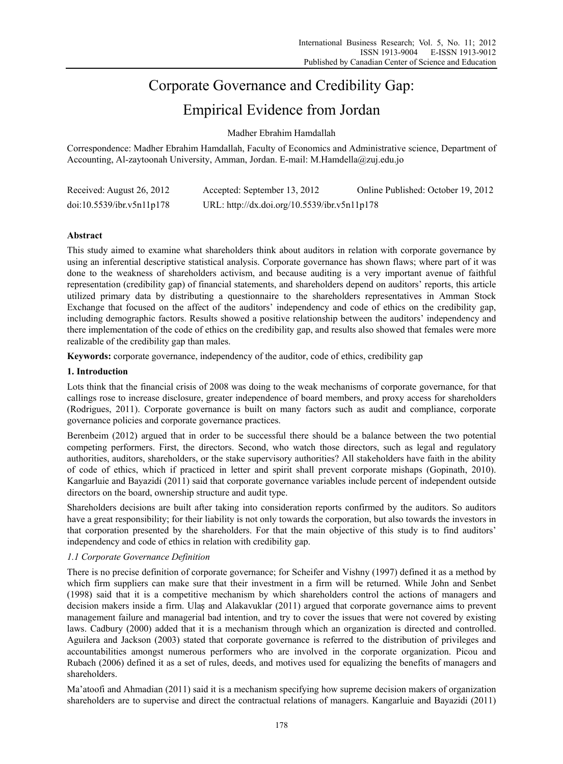# Corporate Governance and Credibility Gap: Empirical Evidence from Jordan

Madher Ebrahim Hamdallah

Correspondence: Madher Ebrahim Hamdallah, Faculty of Economics and Administrative science, Department of Accounting, Al-zaytoonah University, Amman, Jordan. E-mail: M.Hamdella@zuj.edu.jo

Received: August 26, 2012 Accepted: September 13, 2012 Online Published: October 19, 2012

doi:10.5539/ibr.v5n11p178 URL: http://dx.doi.org/10.5539/ibr.v5n11p178

## Abstract

This study aimed to examine what shareholders think about auditors in relation with corporate governance by using an inferential descriptive statistical analysis. Corporate governance has shown flaws; where part of it was done to the weakness of shareholders activism, and because auditing is a very important avenue of faithful representation (credibility gap) of financial statements, and shareholders depend on auditors' reports, this article utilized primary data by distributing a questionnaire to the shareholders representatives in Amman Stock Exchange that focused on the affect of the auditors' independency and code of ethics on the credibility gap, including demographic factors. Results showed a positive relationship between the auditors' independency and there implementation of the code of ethics on the credibility gap, and results also showed that females were more realizable of the credibility gap than males.

**Keywords:** corporate governance, independency of the auditor, code of ethics, credibility gap

## 1. Introduction

Lots think that the financial crisis of 2008 was doing to the weak mechanisms of corporate governance, for that callings rose to increase disclosure, greater independence of board members, and proxy access for shareholders (Rodrigues, 2011). Corporate governance is built on many factors such as audit and compliance, corporate governance policies and corporate governance practices.

Berenbeim (2012) argued that in order to be successful there should be a balance between the two potential competing performers. First, the directors. Second, who watch those directors, such as legal and regulatory authorities, auditors, shareholders, or the stake supervisory authorities? All stakeholders have faith in the ability of code of ethics, which if practiced in letter and spirit shall prevent corporate mishaps (Gopinath, 2010). Kangarluie and Bayazidi (2011) said that corporate governance variables include percent of independent outside directors on the board, ownership structure and audit type.

Shareholders decisions are built after taking into consideration reports confirmed by the auditors. So auditors have a great responsibility; for their liability is not only towards the corporation, but also towards the investors in that corporation presented by the shareholders. For that the main objective of this study is to find auditors' independency and code of ethics in relation with credibility gap.

### *1.1 Corporate Governance Definition*

There is no precise definition of corporate governance; for Scheifer and Vishny (1997) defined it as a method by which firm suppliers can make sure that their investment in a firm will be returned. While John and Senbet (1998) said that it is a competitive mechanism by which shareholders control the actions of managers and decision makers inside a firm. Ulaş and Alakavuklar (2011) argued that corporate governance aims to prevent management failure and managerial bad intention, and try to cover the issues that were not covered by existing laws. Cadbury (2000) added that it is a mechanism through which an organization is directed and controlled. Aguilera and Jackson (2003) stated that corporate governance is referred to the distribution of privileges and accountabilities amongst numerous performers who are involved in the corporate organization. Picou and Rubach (2006) defined it as a set of rules, deeds, and motives used for equalizing the benefits of managers and shareholders.

Ma'atoofi and Ahmadian (2011) said it is a mechanism specifying how supreme decision makers of organization shareholders are to supervise and direct the contractual relations of managers. Kangarluie and Bayazidi (2011)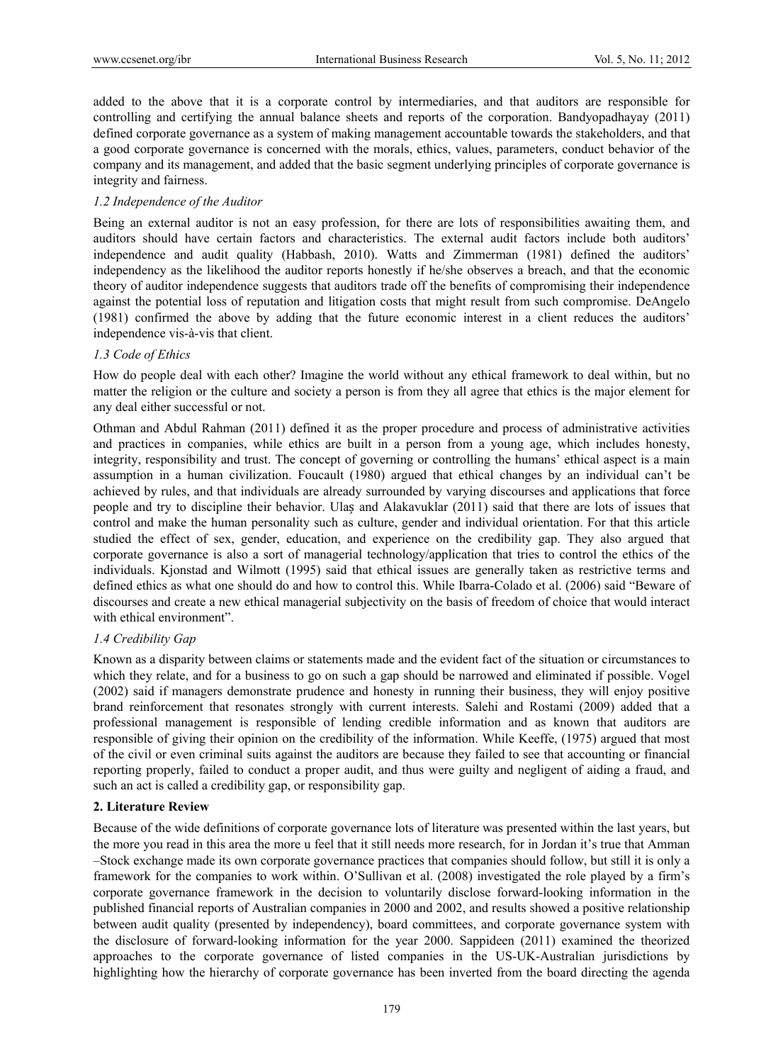added to the above that it is a corporate control by intermediaries, and that auditors are responsible for controlling and certifying the annual balance sheets and reports of the corporation. Bandyopadhayay (2011) defined corporate governance as a system of making management accountable towards the stakeholders, and that a good corporate governance is concerned with the morals, ethics, values, parameters, conduct behavior of the company and its management, and added that the basic segment underlying principles of corporate governance is integrity and fairness.

### *1.2 Independence of the Auditor*

Being an external auditor is not an easy profession, for there are lots of responsibilities awaiting them, and auditors should have certain factors and characteristics. The external audit factors include both auditors' independence and audit quality (Habbash, 2010). Watts and Zimmerman (1981) defined the auditors' independency as the likelihood the auditor reports honestly if he/she observes a breach, and that the economic theory of auditor independence suggests that auditors trade off the benefits of compromising their independence against the potential loss of reputation and litigation costs that might result from such compromise. DeAngelo (1981) confirmed the above by adding that the future economic interest in a client reduces the auditors' independence vis-à-vis that client.

### *1.3 Code of Ethics*

How do people deal with each other? Imagine the world without any ethical framework to deal within, but no matter the religion or the culture and society a person is from they all agree that ethics is the major element for any deal either successful or not.

Othman and Abdul Rahman (2011) defined it as the proper procedure and process of administrative activities and practices in companies, while ethics are built in a person from a young age, which includes honesty, integrity, responsibility and trust. The concept of governing or controlling the humans' ethical aspect is a main assumption in a human civilization. Foucault (1980) argued that ethical changes by an individual can't be achieved by rules, and that individuals are already surrounded by varying discourses and applications that force people and try to discipline their behavior. Ulaş and Alakavuklar (2011) said that there are lots of issues that control and make the human personality such as culture, gender and individual orientation. For that this article studied the effect of sex, gender, education, and experience on the credibility gap. They also argued that corporate governance is also a sort of managerial technology/application that tries to control the ethics of the individuals. Kjonstad and Wilmott (1995) said that ethical issues are generally taken as restrictive terms and defined ethics as what one should do and how to control this. While Ibarra-Colado et al. (2006) said "Beware of discourses and create a new ethical managerial subjectivity on the basis of freedom of choice that would interact with ethical environment".

### *1.4 Credibility Gap*

Known as a disparity between claims or statements made and the evident fact of the situation or circumstances to which they relate, and for a business to go on such a gap should be narrowed and eliminated if possible. Vogel (2002) said if managers demonstrate prudence and honesty in running their business, they will enjoy positive brand reinforcement that resonates strongly with current interests. Salehi and Rostami (2009) added that a professional management is responsible of lending credible information and as known that auditors are responsible of giving their opinion on the credibility of the information. While Keeffe, (1975) argued that most of the civil or even criminal suits against the auditors are because they failed to see that accounting or financial reporting properly, failed to conduct a proper audit, and thus were guilty and negligent of aiding a fraud, and such an act is called a credibility gap, or responsibility gap.

## **2. Literature Review**

Because of the wide definitions of corporate governance lots of literature was presented within the last years, but the more you read in this area the more u feel that it still needs more research, for in Jordan it's true that Amman –Stock exchange made its own corporate governance practices that companies should follow, but still it is only a framework for the companies to work within. O'Sullivan et al. (2008) investigated the role played by a firm's corporate governance framework in the decision to voluntarily disclose forward-looking information in the published financial reports of Australian companies in 2000 and 2002, and results showed a positive relationship between audit quality (presented by independency), board committees, and corporate governance system with the disclosure of forward-looking information for the year 2000. Sappideen (2011) examined the theorized approaches to the corporate governance of listed companies in the US-UK-Australian jurisdictions by highlighting how the hierarchy of corporate governance has been inverted from the board directing the agenda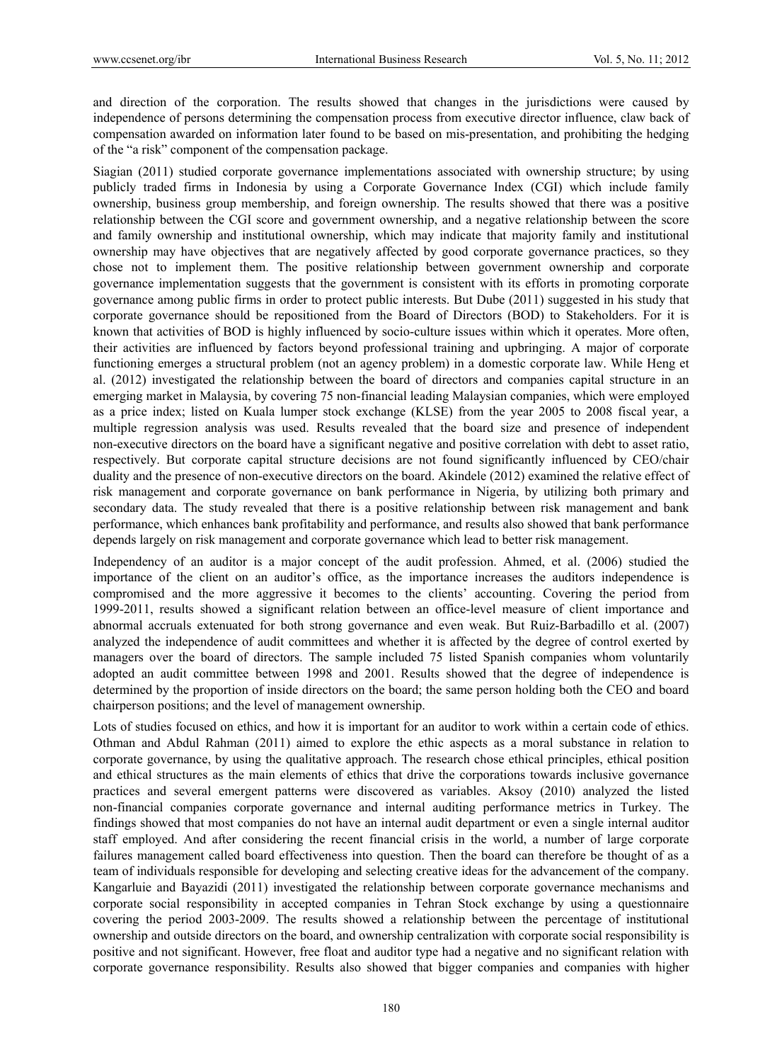and direction of the corporation. The results showed that changes in the jurisdictions were caused by independence of persons determining the compensation process from executive director influence, claw back of compensation awarded on information later found to be based on mis-presentation, and prohibiting the hedging of the "a risk" component of the compensation package.

Siagian (2011) studied corporate governance implementations associated with ownership structure; by using publicly traded firms in Indonesia by using a Corporate Governance Index (CGI) which include family ownership, business group membership, and foreign ownership. The results showed that there was a positive relationship between the CGI score and government ownership, and a negative relationship between the score and family ownership and institutional ownership, which may indicate that majority family and institutional ownership may have objectives that are negatively affected by good corporate governance practices, so they chose not to implement them. The positive relationship between government ownership and corporate governance implementation suggests that the government is consistent with its efforts in promoting corporate governance among public firms in order to protect public interests. But Dube (2011) suggested in his study that corporate governance should be repositioned from the Board of Directors (BOD) to Stakeholders. For it is known that activities of BOD is highly influenced by socio-culture issues within which it operates. More often, their activities are influenced by factors beyond professional training and upbringing. A major of corporate functioning emerges a structural problem (not an agency problem) in a domestic corporate law. While Heng et al. (2012) investigated the relationship between the board of directors and companies capital structure in an emerging market in Malaysia, by covering 75 non-financial leading Malaysian companies, which were employed as a price index; listed on Kuala lumper stock exchange (KLSE) from the year 2005 to 2008 fiscal year, a multiple regression analysis was used. Results revealed that the board size and presence of independent non-executive directors on the board have a significant negative and positive correlation with debt to asset ratio, respectively. But corporate capital structure decisions are not found significantly influenced by CEO/chair duality and the presence of non-executive directors on the board. Akindele (2012) examined the relative effect of risk management and corporate governance on bank performance in Nigeria, by utilizing both primary and secondary data. The study revealed that there is a positive relationship between risk management and bank performance, which enhances bank profitability and performance, and results also showed that bank performance depends largely on risk management and corporate governance which lead to better risk management.

Independency of an auditor is a major concept of the audit profession. Ahmed, et al. (2006) studied the importance of the client on an auditor's office, as the importance increases the auditors independence is compromised and the more aggressive it becomes to the clients' accounting. Covering the period from 1999-2011, results showed a significant relation between an office-level measure of client importance and abnormal accruals extenuated for both strong governance and even weak. But Ruiz-Barbadillo et al. (2007) analyzed the independence of audit committees and whether it is affected by the degree of control exerted by managers over the board of directors. The sample included 75 listed Spanish companies whom voluntarily adopted an audit committee between 1998 and 2001. Results showed that the degree of independence is determined by the proportion of inside directors on the board; the same person holding both the CEO and board chairperson positions; and the level of management ownership.

Lots of studies focused on ethics, and how it is important for an auditor to work within a certain code of ethics. Othman and Abdul Rahman (2011) aimed to explore the ethic aspects as a moral substance in relation to corporate governance, by using the qualitative approach. The research chose ethical principles, ethical position and ethical structures as the main elements of ethics that drive the corporations towards inclusive governance practices and several emergent patterns were discovered as variables. Aksoy (2010) analyzed the listed non-financial companies corporate governance and internal auditing performance metrics in Turkey. The findings showed that most companies do not have an internal audit department or even a single internal auditor staff employed. And after considering the recent financial crisis in the world, a number of large corporate failures management called board effectiveness into question. Then the board can therefore be thought of as a team of individuals responsible for developing and selecting creative ideas for the advancement of the company. Kangarluie and Bayazidi (2011) investigated the relationship between corporate governance mechanisms and corporate social responsibility in accepted companies in Tehran Stock exchange by using a questionnaire covering the period 2003-2009. The results showed a relationship between the percentage of institutional ownership and outside directors on the board, and ownership centralization with corporate social responsibility is positive and not significant. However, free float and auditor type had a negative and no significant relation with corporate governance responsibility. Results also showed that bigger companies and companies with higher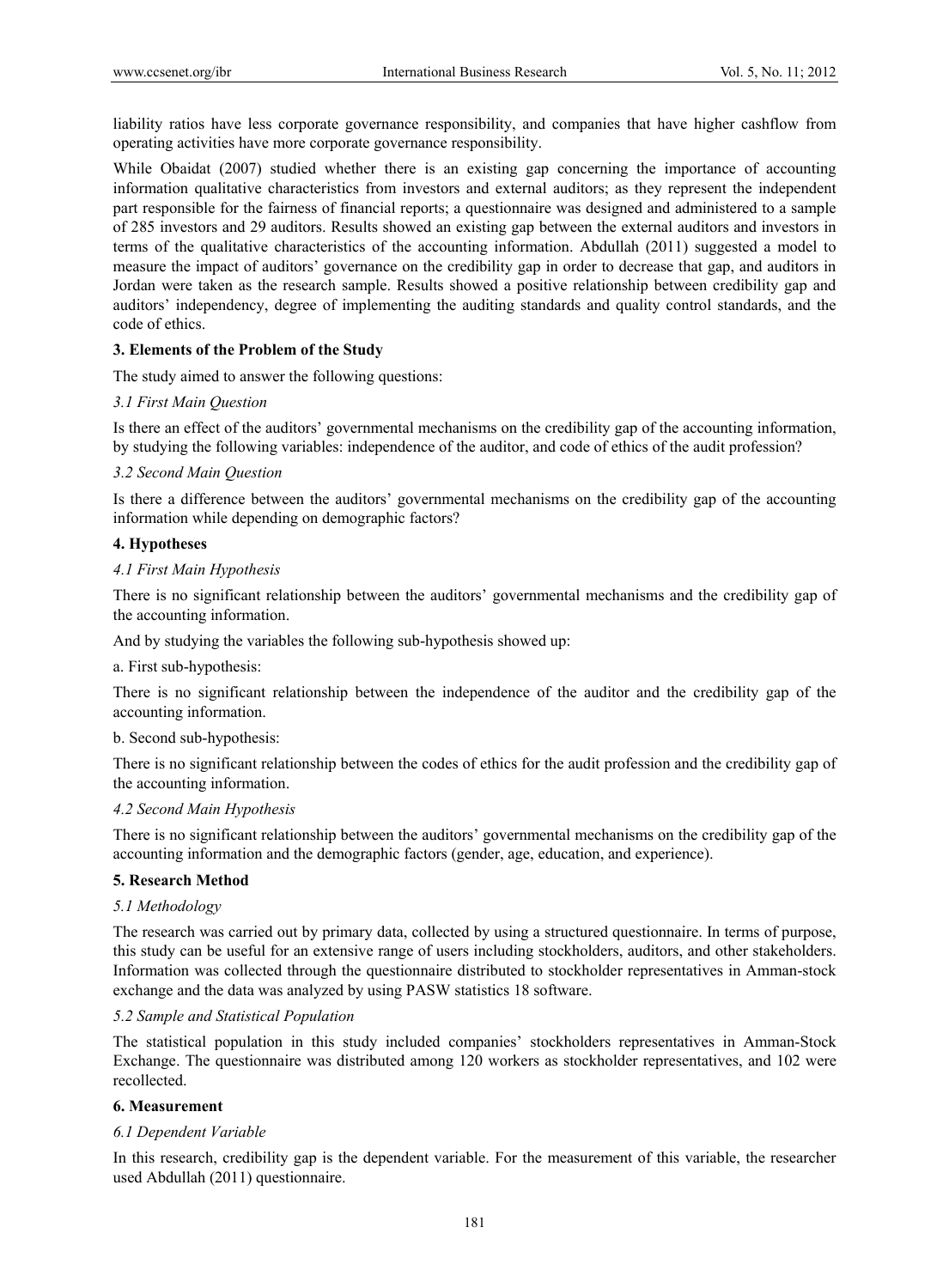liability ratios have less corporate governance responsibility, and companies that have higher cashflow from operating activities have more corporate governance responsibility.

While Obaidat (2007) studied whether there is an existing gap concerning the importance of accounting information qualitative characteristics from investors and external auditors; as they represent the independent part responsible for the fairness of financial reports; a questionnaire was designed and administered to a sample of 285 investors and 29 auditors. Results showed an existing gap between the external auditors and investors in terms of the qualitative characteristics of the accounting information. Abdullah (2011) suggested a model to measure the impact of auditors' governance on the credibility gap in order to decrease that gap, and auditors in Jordan were taken as the research sample. Results showed a positive relationship between credibility gap and auditors' independency, degree of implementing the auditing standards and quality control standards, and the code of ethics.

## 3. Elements of the Problem of the Study

The study aimed to answer the following questions:

### *3.1 First Main Question*

Is there an effect of the auditors' governmental mechanisms on the credibility gap of the accounting information, by studying the following variables: independence of the auditor, and code of ethics of the audit profession?

### *3.2 Second Main Question*

Is there a difference between the auditors' governmental mechanisms on the credibility gap of the accounting information while depending on demographic factors?

## 4. Hypotheses

### *4.1 First Main Hypothesis*

There is no significant relationship between the auditors' governmental mechanisms and the credibility gap of the accounting information.

And by studying the variables the following sub-hypothesis showed up:

a. First sub-hypothesis:

There is no significant relationship between the independence of the auditor and the credibility gap of the accounting information.

b. Second sub-hypothesis:

There is no significant relationship between the codes of ethics for the audit profession and the credibility gap of the accounting information.

### *4.2 Second Main Hypothesis*

There is no significant relationship between the auditors' governmental mechanisms on the credibility gap of the accounting information and the demographic factors (gender, age, education, and experience).

## 5. Research Method

### *5.1 Methodology*

The research was carried out by primary data, collected by using a structured questionnaire. In terms of purpose, this study can be useful for an extensive range of users including stockholders, auditors, and other stakeholders. Information was collected through the questionnaire distributed to stockholder representatives in Amman-stock exchange and the data was analyzed by using PASW statistics 18 software.

### *5.2 Sample and Statistical Population*

The statistical population in this study included companies' stockholders representatives in Amman-Stock Exchange. The questionnaire was distributed among 120 workers as stockholder representatives, and 102 were recollected.

## 6. Measurement

### *6.1 Dependent Variable*

In this research, credibility gap is the dependent variable. For the measurement of this variable, the researcher used Abdullah (2011) questionnaire.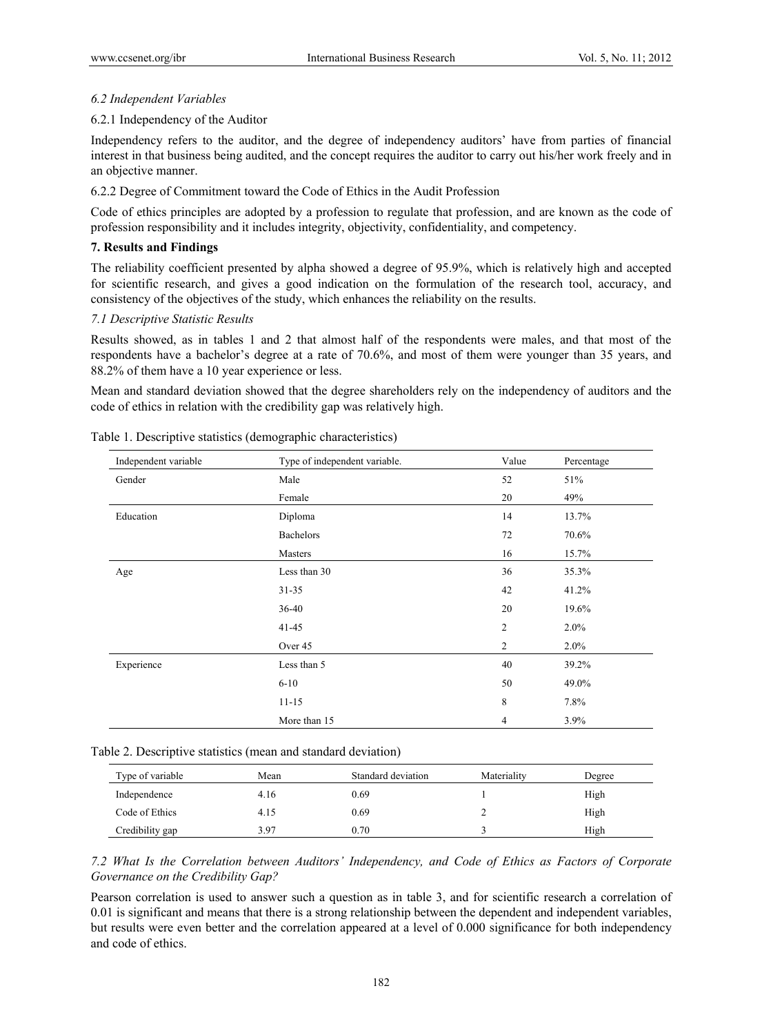*6.2 Independent Variables*

6.2.1 Independency of the Auditor

Independency refers to the auditor, and the degree of independency auditors' have from parties of financial interest in that business being audited, and the concept requires the auditor to carry out his/her work freely and in an objective manner.

6.2.2 Degree of Commitment toward the Code of Ethics in the Audit Profession

Code of ethics principles are adopted by a profession to regulate that profession, and are known as the code of profession responsibility and it includes integrity, objectivity, confidentiality, and competency.

## 7. Results and Findings

The reliability coefficient presented by alpha showed a degree of 95.9%, which is relatively high and accepted for scientific research, and gives a good indication on the formulation of the research tool, accuracy, and consistency of the objectives of the study, which enhances the reliability on the results.

*7.1 Descriptive Statistic Results*

Results showed, as in tables 1 and 2 that almost half of the respondents were males, and that most of the respondents have a bachelor's degree at a rate of 70.6%, and most of them were younger than 35 years, and 88.2% of them have a 10 year experience or less.

Mean and standard deviation showed that the degree shareholders rely on the independency of auditors and the code of ethics in relation with the credibility gap was relatively high.

Table 1. Descriptive statistics (demographic characteristics)

| Independent variable | Type of independent variable. | Value | Percentage |
|---|---|---|---|
| Gender | Male | 52 | 51% |
| | Female | 20 | 49% |
| Education | Diploma | 14 | 13.7% |
| | Bachelors | 72 | 70.6% |
| | Masters | 16 | 15.7% |
| Age | Less than 30 | 36 | 35.3% |
| | 31-35 | 42 | 41.2% |
| | 36-40 | 20 | 19.6% |
| | 41-45 | 2 | 2.0% |
| | Over 45 | 2 | 2.0% |
| Experience | Less than 5 | 40 | 39.2% |
| | 6-10 | 50 | 49.0% |
| | 11-15 | 8 | 7.8% |
| | More than 15 | 4 | 3.9% |

Table 2. Descriptive statistics (mean and standard deviation)

| Type of variable | Mean | Standard deviation | Materiality | Degree |
|---|---|---|---|---|
| Independence | 4.16 | 0.69 | 1 | High |
| Code of Ethics | 4.15 | 0.69 | 2 | High |
| Credibility gap | 3.97 | 0.70 | 3 | High |

*7.2 What Is the Correlation between Auditors' Independency, and Code of Ethics as Factors of Corporate Governance on the Credibility Gap?*

Pearson correlation is used to answer such a question as in table 3, and for scientific research a correlation of 0.01 is significant and means that there is a strong relationship between the dependent and independent variables, but results were even better and the correlation appeared at a level of 0.000 significance for both independency and code of ethics.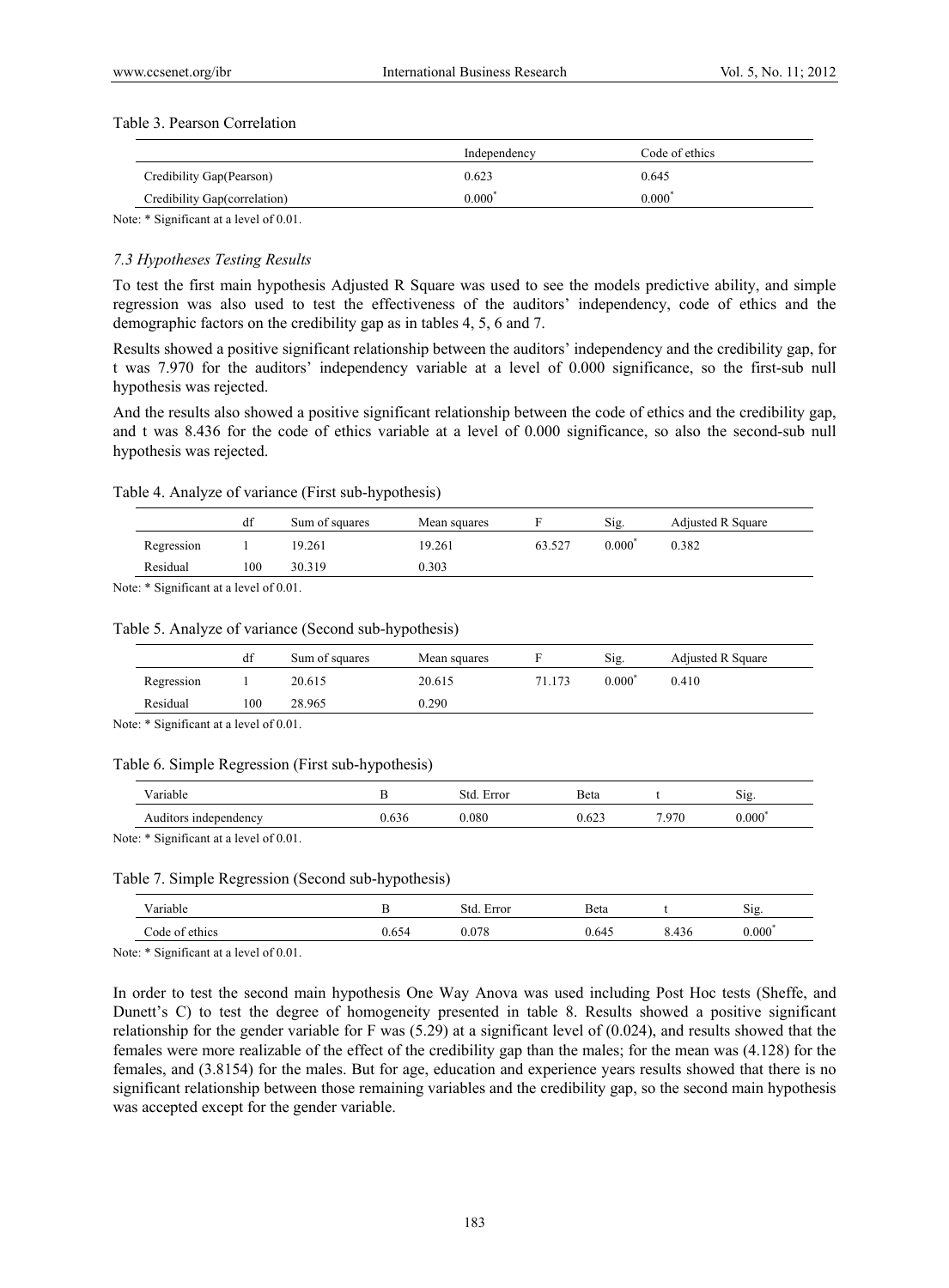Table 3. Pearson Correlation

| | Independency | Code of ethics |
|---|---|---|
| Credibility Gap(Pearson) | 0.623 | 0.645 |
| Credibility Gap(correlation) | 0.000* | 0.000* |

Note: * Significant at a level of 0.01.

### *7.3 Hypotheses Testing Results*

To test the first main hypothesis Adjusted R Square was used to see the models predictive ability, and simple regression was also used to test the effectiveness of the auditors' independency, code of ethics and the demographic factors on the credibility gap as in tables 4, 5, 6 and 7.

Results showed a positive significant relationship between the auditors' independency and the credibility gap, for t was 7.970 for the auditors' independency variable at a level of 0.000 significance, so the first-sub null hypothesis was rejected.

And the results also showed a positive significant relationship between the code of ethics and the credibility gap, and t was 8.436 for the code of ethics variable at a level of 0.000 significance, so also the second-sub null hypothesis was rejected.

Table 4. Analyze of variance (First sub-hypothesis)

| | df | Sum of squares | Mean squares | F | Sig. | Adjusted R Square |
|---|---|---|---|---|---|---|
| Regression | 1 | 19.261 | 19.261 | 63.527 | 0.000* | 0.382 |
| Residual | 100 | 30.319 | 0.303 | | | |

Note: * Significant at a level of 0.01.

Table 5. Analyze of variance (Second sub-hypothesis)

| | df | Sum of squares | Mean squares | F | Sig. | Adjusted R Square |
|---|---|---|---|---|---|---|
| Regression | 1 | 20.615 | 20.615 | 71.173 | 0.000* | 0.410 |
| Residual | 100 | 28.965 | 0.290 | | | |

Note: * Significant at a level of 0.01.

Table 6. Simple Regression (First sub-hypothesis)

| Variable | B | Std. Error | Beta | t | Sig. |
|---|---|---|---|---|---|
| Auditors independency | 0.636 | 0.080 | 0.623 | 7.970 | 0.000* |

Note: * Significant at a level of 0.01.

Table 7. Simple Regression (Second sub-hypothesis)

| Variable | B | Std. Error | Beta | t | Sig. |
|---|---|---|---|---|---|
| Code of ethics | 0.654 | 0.078 | 0.645 | 8.436 | 0.000* |

Note: * Significant at a level of 0.01.

In order to test the second main hypothesis One Way Anova was used including Post Hoc tests (Sheffe, and Dunett's C) to test the degree of homogeneity presented in table 8. Results showed a positive significant relationship for the gender variable for F was (5.29) at a significant level of (0.024), and results showed that the females were more realizable of the effect of the credibility gap than the males; for the mean was (4.128) for the females, and (3.8154) for the males. But for age, education and experience years results showed that there is no significant relationship between those remaining variables and the credibility gap, so the second main hypothesis was accepted except for the gender variable.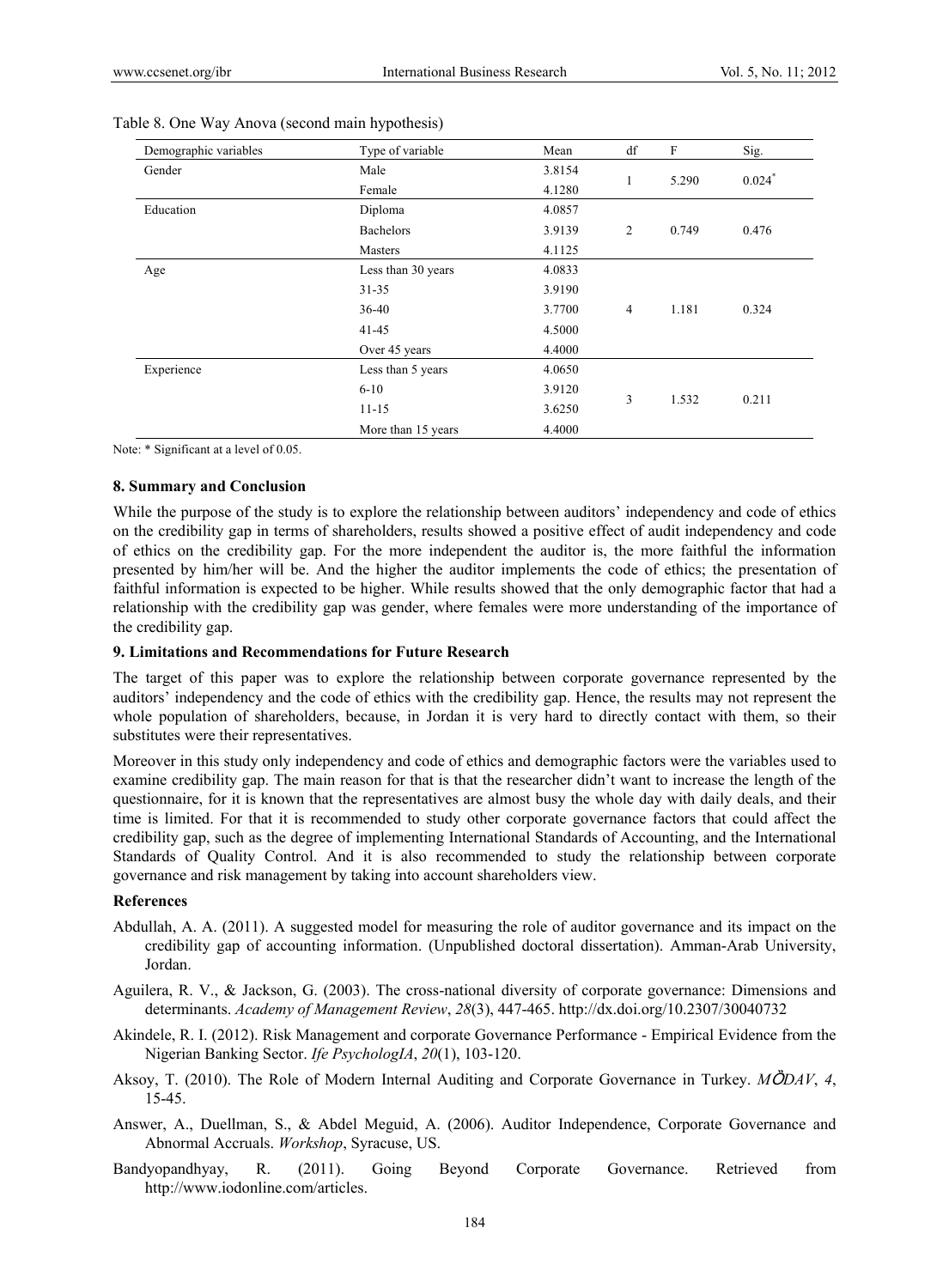Table 8. One Way Anova (second main hypothesis)

| Demographic variables | Type of variable | Mean | df | F | Sig. |
|---|---|---|---|---|---|
| Gender | Male | 3.8154 | 1 | 5.290 | 0.024* |
| | Female | 4.1280 | | | |
| Education | Diploma | 4.0857 | 2 | 0.749 | 0.476 |
| | Bachelors | 3.9139 | | | |
| | Masters | 4.1125 | | | |
| Age | Less than 30 years | 4.0833 | 4 | 1.181 | 0.324 |
| | 31-35 | 3.9190 | | | |
| | 36-40 | 3.7700 | | | |
| | 41-45 | 4.5000 | | | |
| | Over 45 years | 4.4000 | | | |
| Experience | Less than 5 years | 4.0650 | 3 | 1.532 | 0.211 |
| | 6-10 | 3.9120 | | | |
| | 11-15 | 3.6250 | | | |
| | More than 15 years | 4.4000 | | | |

Note: * Significant at a level of 0.05.

## 8. Summary and Conclusion

While the purpose of the study is to explore the relationship between auditors' independency and code of ethics on the credibility gap in terms of shareholders, results showed a positive effect of audit independency and code of ethics on the credibility gap. For the more independent the auditor is, the more faithful the information presented by him/her will be. And the higher the auditor implements the code of ethics; the presentation of faithful information is expected to be higher. While results showed that the only demographic factor that had a relationship with the credibility gap was gender, where females were more understanding of the importance of the credibility gap.

## 9. Limitations and Recommendations for Future Research

The target of this paper was to explore the relationship between corporate governance represented by the auditors' independency and the code of ethics with the credibility gap. Hence, the results may not represent the whole population of shareholders, because, in Jordan it is very hard to directly contact with them, so their substitutes were their representatives.

Moreover in this study only independency and code of ethics and demographic factors were the variables used to examine credibility gap. The main reason for that is that the researcher didn't want to increase the length of the questionnaire, for it is known that the representatives are almost busy the whole day with daily deals, and their time is limited. For that it is recommended to study other corporate governance factors that could affect the credibility gap, such as the degree of implementing International Standards of Accounting, and the International Standards of Quality Control. And it is also recommended to study the relationship between corporate governance and risk management by taking into account shareholders view.

## References

Abdullah, A. A. (2011). A suggested model for measuring the role of auditor governance and its impact on the credibility gap of accounting information. (Unpublished doctoral dissertation). Amman-Arab University, Jordan.

Aguilera, R. V., & Jackson, G. (2003). The cross-national diversity of corporate governance: Dimensions and determinants. *Academy of Management Review*, *28*(3), 447-465. http://dx.doi.org/10.2307/30040732

Akindele, R. I. (2012). Risk Management and corporate Governance Performance - Empirical Evidence from the Nigerian Banking Sector. *Ife PsychologIA*, *20*(1), 103-120.

Aksoy, T. (2010). The Role of Modern Internal Auditing and Corporate Governance in Turkey. *MÖDAV*, *4*, 15-45.

Answer, A., Duellman, S., & Abdel Meguid, A. (2006). Auditor Independence, Corporate Governance and Abnormal Accruals. *Workshop*, Syracuse, US.

Bandyopandhyay, R. (2011). Going Beyond Corporate Governance. Retrieved from http://www.iodonline.com/articles.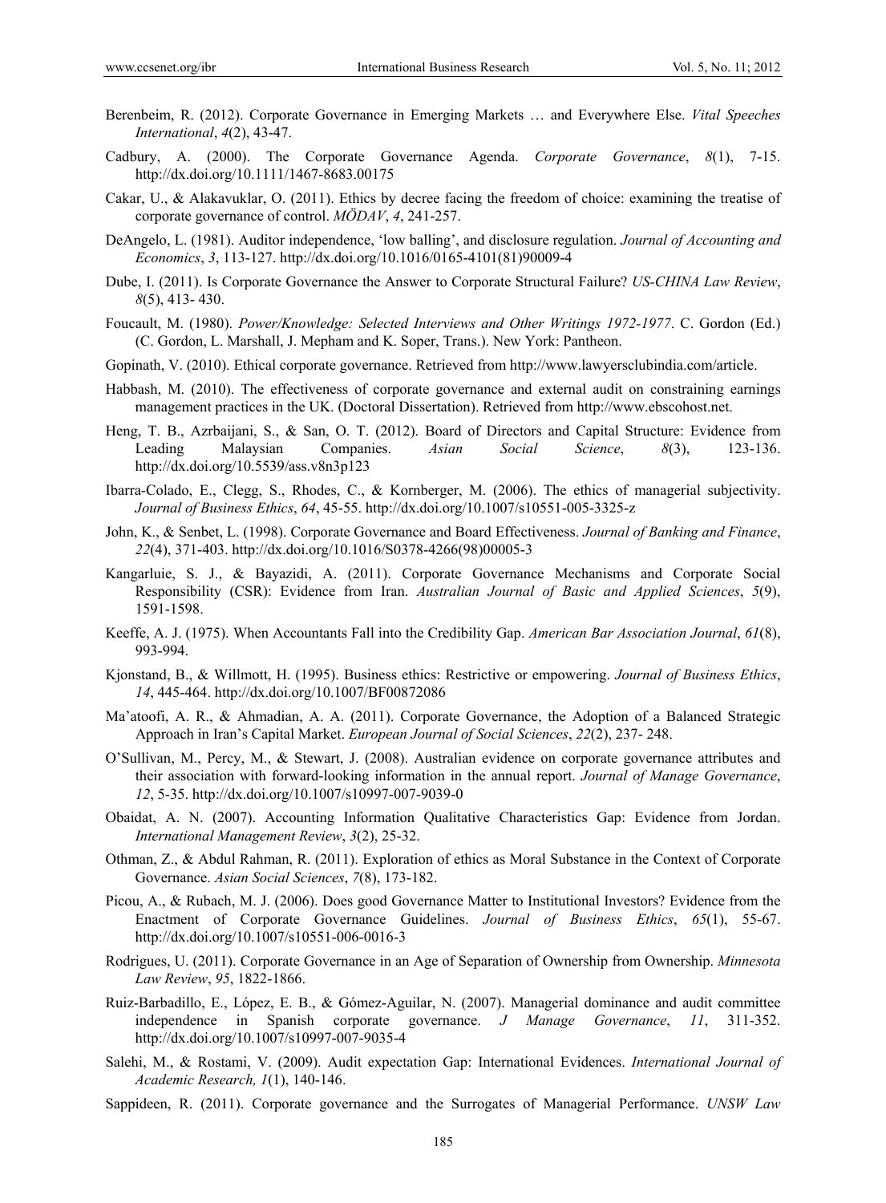Berenbeim, R. (2012). Corporate Governance in Emerging Markets … and Everywhere Else. *Vital Speeches International*, *4*(2), 43-47.

Cadbury, A. (2000). The Corporate Governance Agenda. *Corporate Governance*, *8*(1), 7-15. http://dx.doi.org/10.1111/1467-8683.00175

Cakar, U., & Alakavuklar, O. (2011). Ethics by decree facing the freedom of choice: examining the treatise of corporate governance of control. *MÖDAV*, *4*, 241-257.

DeAngelo, L. (1981). Auditor independence, 'low balling', and disclosure regulation. *Journal of Accounting and Economics*, *3*, 113-127. http://dx.doi.org/10.1016/0165-4101(81)90009-4

Dube, I. (2011). Is Corporate Governance the Answer to Corporate Structural Failure? *US-CHINA Law Review*, *8*(5), 413- 430.

Foucault, M. (1980). *Power/Knowledge: Selected Interviews and Other Writings 1972-1977*. C. Gordon (Ed.) (C. Gordon, L. Marshall, J. Mepham and K. Soper, Trans.). New York: Pantheon.

Gopinath, V. (2010). Ethical corporate governance. Retrieved from http://www.lawyersclubindia.com/article.

Habbash, M. (2010). The effectiveness of corporate governance and external audit on constraining earnings management practices in the UK. (Doctoral Dissertation). Retrieved from http://www.ebscohost.net.

Heng, T. B., Azrbaijani, S., & San, O. T. (2012). Board of Directors and Capital Structure: Evidence from Leading Malaysian Companies. *Asian Social Science*, *8*(3), 123-136. http://dx.doi.org/10.5539/ass.v8n3p123

Ibarra-Colado, E., Clegg, S., Rhodes, C., & Kornberger, M. (2006). The ethics of managerial subjectivity. *Journal of Business Ethics*, *64*, 45-55. http://dx.doi.org/10.1007/s10551-005-3325-z

John, K., & Senbet, L. (1998). Corporate Governance and Board Effectiveness. *Journal of Banking and Finance*, *22*(4), 371-403. http://dx.doi.org/10.1016/S0378-4266(98)00005-3

Kangarluie, S. J., & Bayazidi, A. (2011). Corporate Governance Mechanisms and Corporate Social Responsibility (CSR): Evidence from Iran. *Australian Journal of Basic and Applied Sciences*, *5*(9), 1591-1598.

Keeffe, A. J. (1975). When Accountants Fall into the Credibility Gap. *American Bar Association Journal*, *61*(8), 993-994.

Kjonstand, B., & Willmott, H. (1995). Business ethics: Restrictive or empowering. *Journal of Business Ethics*, *14*, 445-464. http://dx.doi.org/10.1007/BF00872086

Ma'atoofi, A. R., & Ahmadian, A. A. (2011). Corporate Governance, the Adoption of a Balanced Strategic Approach in Iran's Capital Market. *European Journal of Social Sciences*, *22*(2), 237- 248.

O'Sullivan, M., Percy, M., & Stewart, J. (2008). Australian evidence on corporate governance attributes and their association with forward-looking information in the annual report. *Journal of Manage Governance*, *12*, 5-35. http://dx.doi.org/10.1007/s10997-007-9039-0

Obaidat, A. N. (2007). Accounting Information Qualitative Characteristics Gap: Evidence from Jordan. *International Management Review*, *3*(2), 25-32.

Othman, Z., & Abdul Rahman, R. (2011). Exploration of ethics as Moral Substance in the Context of Corporate Governance. *Asian Social Sciences*, *7*(8), 173-182.

Picou, A., & Rubach, M. J. (2006). Does good Governance Matter to Institutional Investors? Evidence from the Enactment of Corporate Governance Guidelines. *Journal of Business Ethics*, *65*(1), 55-67. http://dx.doi.org/10.1007/s10551-006-0016-3

Rodrigues, U. (2011). Corporate Governance in an Age of Separation of Ownership from Ownership. *Minnesota Law Review*, *95*, 1822-1866.

Ruiz-Barbadillo, E., López, E. B., & Gómez-Aguilar, N. (2007). Managerial dominance and audit committee independence in Spanish corporate governance. *J Manage Governance*, *11*, 311-352. http://dx.doi.org/10.1007/s10997-007-9035-4

Salehi, M., & Rostami, V. (2009). Audit expectation Gap: International Evidences. *International Journal of Academic Research, 1*(1), 140-146.

Sappideen, R. (2011). Corporate governance and the Surrogates of Managerial Performance. *UNSW Law*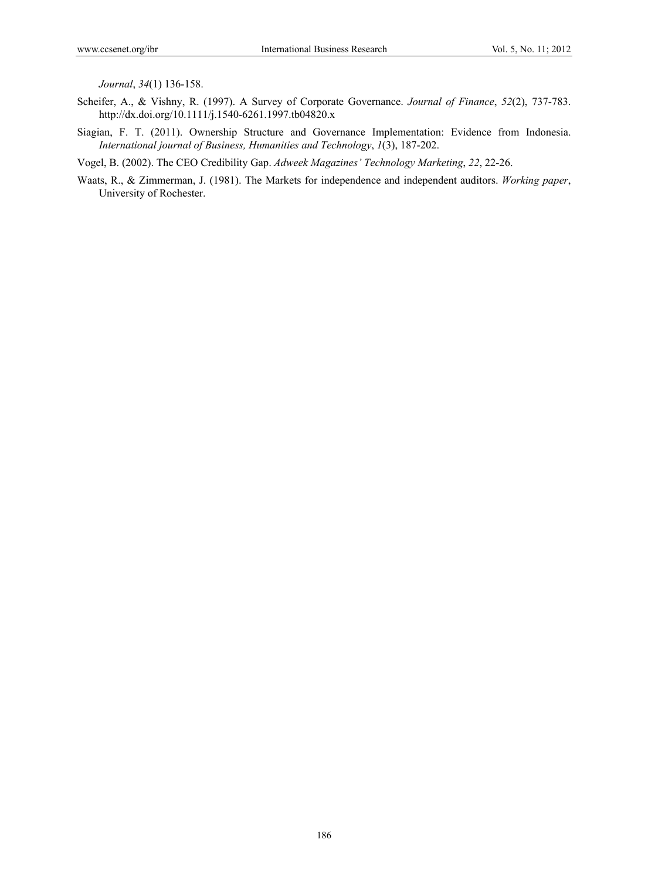*Journal*, *34*(1) 136-158.

Scheifer, A., & Vishny, R. (1997). A Survey of Corporate Governance. *Journal of Finance*, *52*(2), 737-783. http://dx.doi.org/10.1111/j.1540-6261.1997.tb04820.x

Siagian, F. T. (2011). Ownership Structure and Governance Implementation: Evidence from Indonesia. *International journal of Business, Humanities and Technology*, *1*(3), 187-202.

Vogel, B. (2002). The CEO Credibility Gap. *Adweek Magazines' Technology Marketing*, *22*, 22-26.

Waats, R., & Zimmerman, J. (1981). The Markets for independence and independent auditors. *Working paper*, University of Rochester.